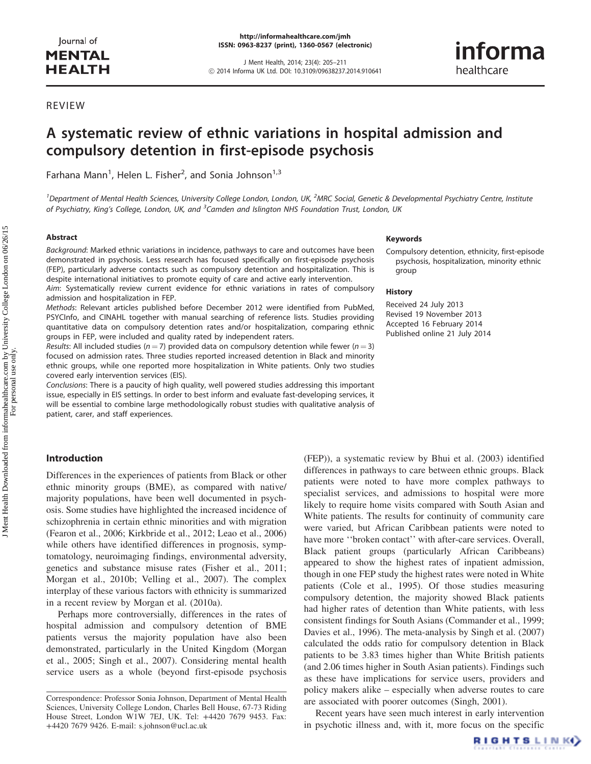REVIEW

# A systematic review of ethnic variations in hospital admission and compulsory detention in first-episode psychosis

Farhana Mann[1], Helen L. Fisher[2], and Sonia Johnson[1,3]

[1]Department of Mental Health Sciences, University College London, London, UK, [2]MRC Social, Genetic & Developmental Psychiatry Centre, Institute of Psychiatry, King's College, London, UK, and [3]Camden and Islington NHS Foundation Trust, London, UK

## Abstract

*Background*: Marked ethnic variations in incidence, pathways to care and outcomes have been demonstrated in psychosis. Less research has focused specifically on first-episode psychosis (FEP), particularly adverse contacts such as compulsory detention and hospitalization. This is despite international initiatives to promote equity of care and active early intervention.

*Aim*: Systematically review current evidence for ethnic variations in rates of compulsory admission and hospitalization in FEP.

*Methods*: Relevant articles published before December 2012 were identified from PubMed, PSYCInfo, and CINAHL together with manual searching of reference lists. Studies providing quantitative data on compulsory detention rates and/or hospitalization, comparing ethnic groups in FEP, were included and quality rated by independent raters.

*Results*: All included studies ($n = 7$) provided data on compulsory detention while fewer ($n = 3$) focused on admission rates. Three studies reported increased detention in Black and minority ethnic groups, while one reported more hospitalization in White patients. Only two studies covered early intervention services (EIS).

*Conclusions*: There is a paucity of high quality, well powered studies addressing this important issue, especially in EIS settings. In order to best inform and evaluate fast-developing services, it will be essential to combine large methodologically robust studies with qualitative analysis of patient, carer, and staff experiences.

## Keywords

Compulsory detention, ethnicity, first-episode psychosis, hospitalization, minority ethnic group

## History

Received 24 July 2013
Revised 19 November 2013
Accepted 16 February 2014
Published online 21 July 2014

## Introduction

Differences in the experiences of patients from Black or other ethnic minority groups (BME), as compared with native/majority populations, have been well documented in psychosis. Some studies have highlighted the increased incidence of schizophrenia in certain ethnic minorities and with migration (Fearon et al., 2006; Kirkbride et al., 2012; Leao et al., 2006) while others have identified differences in prognosis, symptomatology, neuroimaging findings, environmental adversity, genetics and substance misuse rates (Fisher et al., 2011; Morgan et al., 2010b; Velling et al., 2007). The complex interplay of these various factors with ethnicity is summarized in a recent review by Morgan et al. (2010a).

Perhaps more controversially, differences in the rates of hospital admission and compulsory detention of BME patients versus the majority population have also been demonstrated, particularly in the United Kingdom (Morgan et al., 2005; Singh et al., 2007). Considering mental health service users as a whole (beyond first-episode psychosis (FEP)), a systematic review by Bhui et al. (2003) identified differences in pathways to care between ethnic groups. Black patients were noted to have more complex pathways to specialist services, and admissions to hospital were more likely to require home visits compared with South Asian and White patients. The results for continuity of community care were varied, but African Caribbean patients were noted to have more ''broken contact'' with after-care services. Overall, Black patient groups (particularly African Caribbeans) appeared to show the highest rates of inpatient admission, though in one FEP study the highest rates were noted in White patients (Cole et al., 1995). Of those studies measuring compulsory detention, the majority showed Black patients had higher rates of detention than White patients, with less consistent findings for South Asians (Commander et al., 1999; Davies et al., 1996). The meta-analysis by Singh et al. (2007) calculated the odds ratio for compulsory detention in Black patients to be 3.83 times higher than White British patients (and 2.06 times higher in South Asian patients). Findings such as these have implications for service users, providers and policy makers alike – especially when adverse routes to care are associated with poorer outcomes (Singh, 2001).

Recent years have seen much interest in early intervention in psychotic illness and, with it, more focus on the specific

Correspondence: Professor Sonia Johnson, Department of Mental Health Sciences, University College London, Charles Bell House, 67-73 Riding House Street, London W1W 7EJ, UK. Tel: +4420 7679 9453. Fax: +4420 7679 9426. E-mail: s.johnson@ucl.ac.uk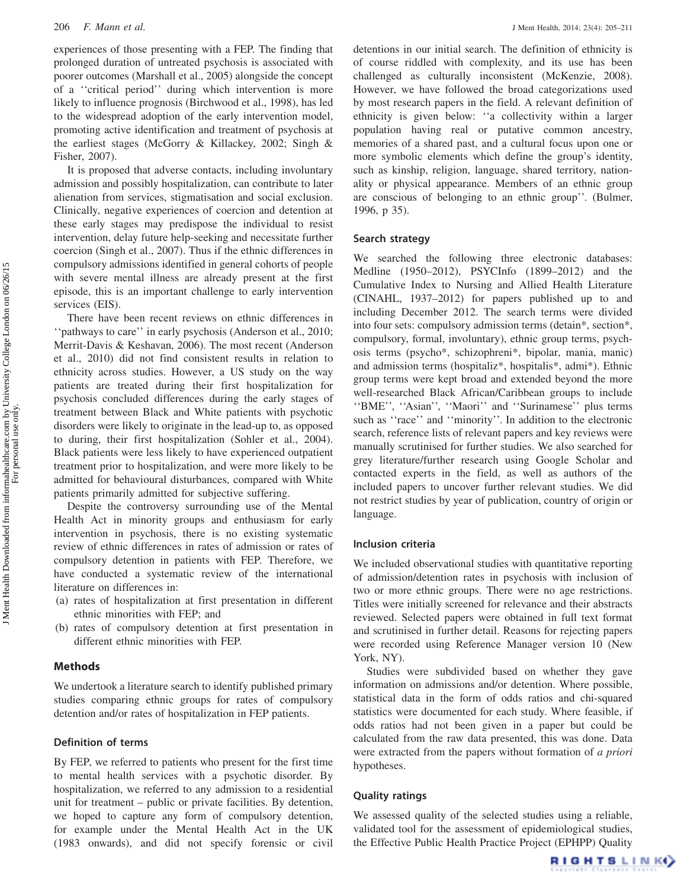experiences of those presenting with a FEP. The finding that prolonged duration of untreated psychosis is associated with poorer outcomes (Marshall et al., 2005) alongside the concept of a ''critical period'' during which intervention is more likely to influence prognosis (Birchwood et al., 1998), has led to the widespread adoption of the early intervention model, promoting active identification and treatment of psychosis at the earliest stages (McGorry & Killackey, 2002; Singh & Fisher, 2007).

It is proposed that adverse contacts, including involuntary admission and possibly hospitalization, can contribute to later alienation from services, stigmatisation and social exclusion. Clinically, negative experiences of coercion and detention at these early stages may predispose the individual to resist intervention, delay future help-seeking and necessitate further coercion (Singh et al., 2007). Thus if the ethnic differences in compulsory admissions identified in general cohorts of people with severe mental illness are already present at the first episode, this is an important challenge to early intervention services (EIS).

There have been recent reviews on ethnic differences in ''pathways to care'' in early psychosis (Anderson et al., 2010; Merrit-Davis & Keshavan, 2006). The most recent (Anderson et al., 2010) did not find consistent results in relation to ethnicity across studies. However, a US study on the way patients are treated during their first hospitalization for psychosis concluded differences during the early stages of treatment between Black and White patients with psychotic disorders were likely to originate in the lead-up to, as opposed to during, their first hospitalization (Sohler et al., 2004). Black patients were less likely to have experienced outpatient treatment prior to hospitalization, and were more likely to be admitted for behavioural disturbances, compared with White patients primarily admitted for subjective suffering.

Despite the controversy surrounding use of the Mental Health Act in minority groups and enthusiasm for early intervention in psychosis, there is no existing systematic review of ethnic differences in rates of admission or rates of compulsory detention in patients with FEP. Therefore, we have conducted a systematic review of the international literature on differences in:

(a) rates of hospitalization at first presentation in different ethnic minorities with FEP; and
(b) rates of compulsory detention at first presentation in different ethnic minorities with FEP.

## Methods

We undertook a literature search to identify published primary studies comparing ethnic groups for rates of compulsory detention and/or rates of hospitalization in FEP patients.

### Definition of terms

By FEP, we referred to patients who present for the first time to mental health services with a psychotic disorder. By hospitalization, we referred to any admission to a residential unit for treatment – public or private facilities. By detention, we hoped to capture any form of compulsory detention, for example under the Mental Health Act in the UK (1983 onwards), and did not specify forensic or civil detentions in our initial search. The definition of ethnicity is of course riddled with complexity, and its use has been challenged as culturally inconsistent (McKenzie, 2008). However, we have followed the broad categorizations used by most research papers in the field. A relevant definition of ethnicity is given below: ''a collectivity within a larger population having real or putative common ancestry, memories of a shared past, and a cultural focus upon one or more symbolic elements which define the group's identity, such as kinship, religion, language, shared territory, nationality or physical appearance. Members of an ethnic group are conscious of belonging to an ethnic group''. (Bulmer, 1996, p 35).

### Search strategy

We searched the following three electronic databases: Medline (1950–2012), PSYCInfo (1899–2012) and the Cumulative Index to Nursing and Allied Health Literature (CINAHL, 1937–2012) for papers published up to and including December 2012. The search terms were divided into four sets: compulsory admission terms (detain*, section*, compulsory, formal, involuntary), ethnic group terms, psychosis terms (psycho*, schizophreni*, bipolar, mania, manic) and admission terms (hospitaliz*, hospitalis*, admi*). Ethnic group terms were kept broad and extended beyond the more well-researched Black African/Caribbean groups to include ''BME'', ''Asian'', ''Maori'' and ''Surinamese'' plus terms such as ''race'' and ''minority''. In addition to the electronic search, reference lists of relevant papers and key reviews were manually scrutinised for further studies. We also searched for grey literature/further research using Google Scholar and contacted experts in the field, as well as authors of the included papers to uncover further relevant studies. We did not restrict studies by year of publication, country of origin or language.

### Inclusion criteria

We included observational studies with quantitative reporting of admission/detention rates in psychosis with inclusion of two or more ethnic groups. There were no age restrictions. Titles were initially screened for relevance and their abstracts reviewed. Selected papers were obtained in full text format and scrutinised in further detail. Reasons for rejecting papers were recorded using Reference Manager version 10 (New York, NY).

Studies were subdivided based on whether they gave information on admissions and/or detention. Where possible, statistical data in the form of odds ratios and chi-squared statistics were documented for each study. Where feasible, if odds ratios had not been given in a paper but could be calculated from the raw data presented, this was done. Data were extracted from the papers without formation of *a priori* hypotheses.

### Quality ratings

We assessed quality of the selected studies using a reliable, validated tool for the assessment of epidemiological studies, the Effective Public Health Practice Project (EPHPP) Quality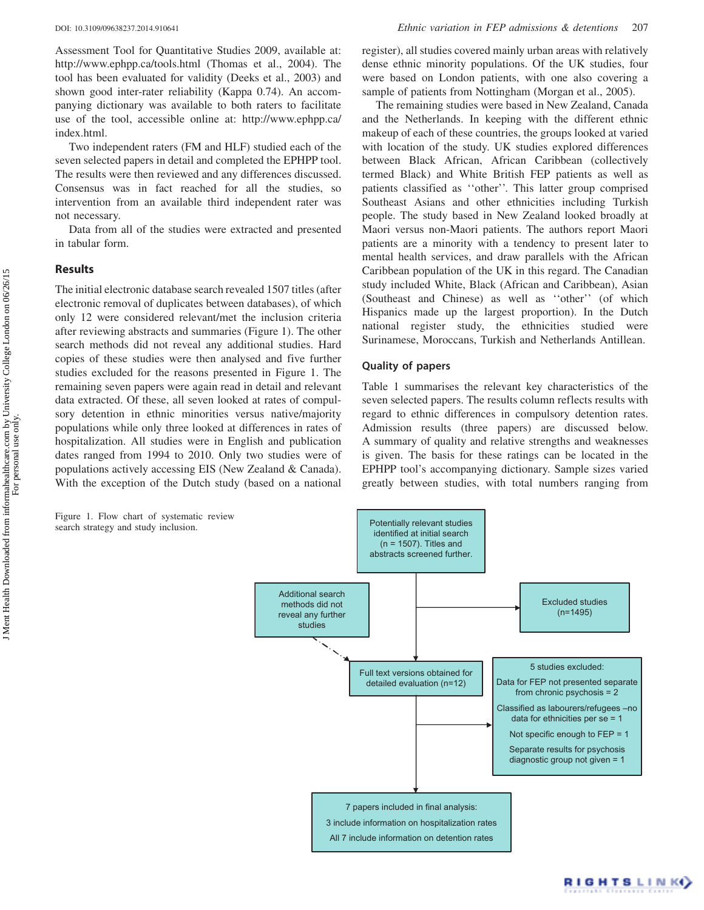Assessment Tool for Quantitative Studies 2009, available at: http://www.ephpp.ca/tools.html (Thomas et al., 2004). The tool has been evaluated for validity (Deeks et al., 2003) and shown good inter-rater reliability (Kappa 0.74). An accompanying dictionary was available to both raters to facilitate use of the tool, accessible online at: http://www.ephpp.ca/index.html.

Two independent raters (FM and HLF) studied each of the seven selected papers in detail and completed the EPHPP tool. The results were then reviewed and any differences discussed. Consensus was in fact reached for all the studies, so intervention from an available third independent rater was not necessary.

Data from all of the studies were extracted and presented in tabular form.

## Results

The initial electronic database search revealed 1507 titles (after electronic removal of duplicates between databases), of which only 12 were considered relevant/met the inclusion criteria after reviewing abstracts and summaries (Figure 1). The other search methods did not reveal any additional studies. Hard copies of these studies were then analysed and five further studies excluded for the reasons presented in Figure 1. The remaining seven papers were again read in detail and relevant data extracted. Of these, all seven looked at rates of compulsory detention in ethnic minorities versus native/majority populations while only three looked at differences in rates of hospitalization. All studies were in English and publication dates ranged from 1994 to 2010. Only two studies were of populations actively accessing EIS (New Zealand & Canada). With the exception of the Dutch study (based on a national register), all studies covered mainly urban areas with relatively dense ethnic minority populations. Of the UK studies, four were based on London patients, with one also covering a sample of patients from Nottingham (Morgan et al., 2005).

The remaining studies were based in New Zealand, Canada and the Netherlands. In keeping with the different ethnic makeup of each of these countries, the groups looked at varied with location of the study. UK studies explored differences between Black African, African Caribbean (collectively termed Black) and White British FEP patients as well as patients classified as ''other''. This latter group comprised Southeast Asians and other ethnicities including Turkish people. The study based in New Zealand looked broadly at Maori versus non-Maori patients. The authors report Maori patients are a minority with a tendency to present later to mental health services, and draw parallels with the African Caribbean population of the UK in this regard. The Canadian study included White, Black (African and Caribbean), Asian (Southeast and Chinese) as well as ''other'' (of which Hispanics made up the largest proportion). In the Dutch national register study, the ethnicities studied were Surinamese, Moroccans, Turkish and Netherlands Antillean.

### Quality of papers

Table 1 summarises the relevant key characteristics of the seven selected papers. The results column reflects results with regard to ethnic differences in compulsory detention rates. Admission results (three papers) are discussed below. A summary of quality and relative strengths and weaknesses is given. The basis for these ratings can be located in the EPHPP tool's accompanying dictionary. Sample sizes varied greatly between studies, with total numbers ranging from

Potentially relevant studies identified at initial search (n = 1507). Titles and abstracts screened further.

Excluded studies (n=1495)

Additional search methods did not reveal any further studies

Full text versions obtained for detailed evaluation (n=12)

5 studies excluded:
Data for FEP not presented separate from chronic psychosis = 2
Classified as labourers/refugees –no data for ethnicities per se = 1
Not specific enough to FEP = 1
Separate results for psychosis diagnostic group not given = 1

7 papers included in final analysis:
3 include information on hospitalization rates
All 7 include information on detention rates

Figure 1. Flow chart of systematic review search strategy and study inclusion.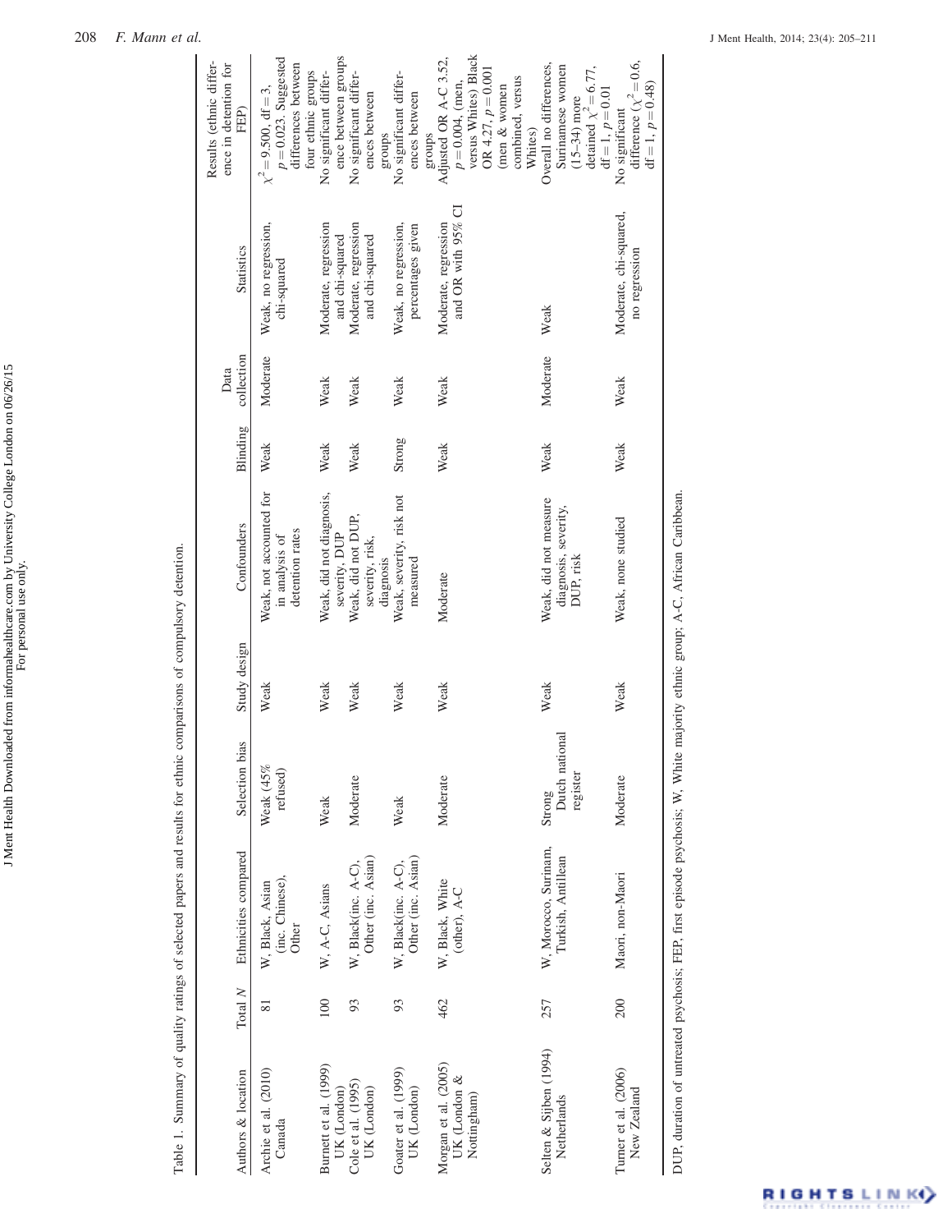Table 1. Summary of quality ratings of selected papers and results for ethnic comparisons of compulsory detention.

| Authors & location | Total N | Ethnicities compared | Selection bias | Study design | Confounders | Blinding | Data collection | Statistics | Results (ethnic difference in detention for FEP) |
|---|---|---|---|---|---|---|---|---|---|
| Archie et al. (2010) Canada | 81 | W, Black, Asian (inc. Chinese), Other | Weak (45% refused) | Weak | Weak, not accounted for in analysis of detention rates | Weak | Moderate | Weak, no regression, chi-squared | $\chi^2 = 9.500$, df = 3, $p = 0.023$. Suggested differences between four ethnic groups |
| Burnett et al. (1999) UK (London) | 100 | W, A-C, Asians | Weak | Weak | Weak, did not diagnosis, severity, DUP | Weak | Weak | Moderate, regression and chi-squared | No significant difference between groups |
| Cole et al. (1995) UK (London) | 93 | W, Black(inc. A-C), Other (inc. Asian) | Moderate | Weak | Weak, did not DUP, severity, risk, diagnosis | Weak | Weak | Moderate, regression and chi-squared | No significant differences between groups |
| Goater et al. (1999) UK (London) | 93 | W, Black(inc. A-C), Other (inc. Asian) | Weak | Weak | Weak, severity, risk not measured | Strong | Weak | Weak, no regression, percentages given | No significant differences between groups |
| Morgan et al. (2005) UK (London & Nottingham) | 462 | W, Black, White (other), A-C | Moderate | Weak | Moderate | Weak | Weak | Moderate, regression and OR with 95% CI | Adjusted OR A-C 3.52, $p = 0.004$, (men, versus Whites) Black OR 4.27, $p = 0.001$ (men & women combined, versus Whites) |
| Selten & Sijben (1994) Netherlands | 257 | W, Morocco, Surinam, Turkish, Antillean | Strong Dutch national register | Weak | Weak, did not measure diagnosis, severity, DUP, risk | Weak | Moderate | Weak | Overall no differences, Surinamese women (15–34) more detained $\chi^2 = 6.77$, df = 1, $p = 0.01$ |
| Turner et al. (2006) New Zealand | 200 | Maori, non-Maori | Moderate | Weak | Weak, none studied | Weak | Weak | Moderate, chi-squared, no regression | No significant difference ($\chi^2 = 0.6$, df = 1, $p = 0.48$) |

DUP, duration of untreated psychosis; FEP, first episode psychosis; W, White majority ethnic group; A-C, African Caribbean.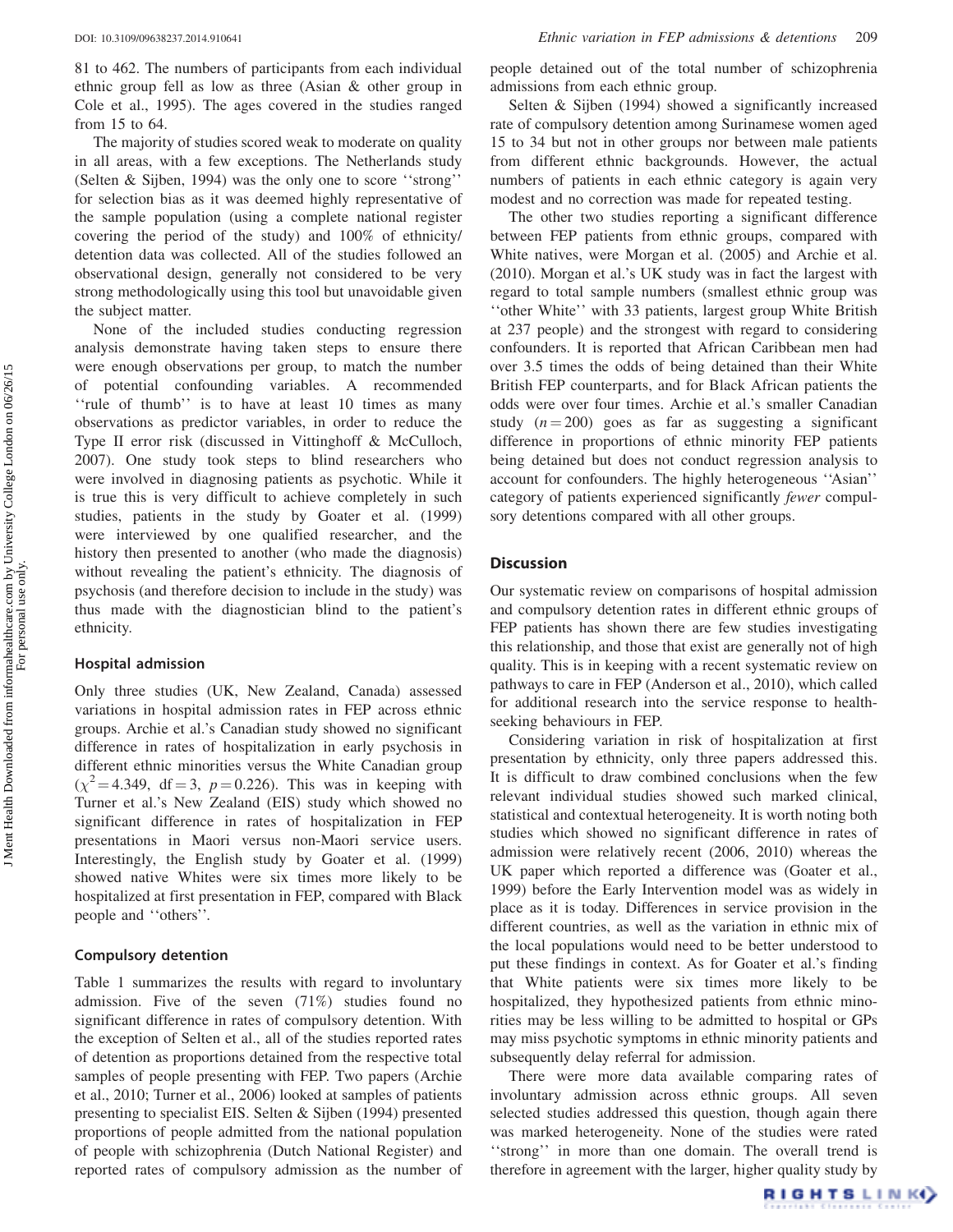81 to 462. The numbers of participants from each individual ethnic group fell as low as three (Asian & other group in Cole et al., 1995). The ages covered in the studies ranged from 15 to 64.

The majority of studies scored weak to moderate on quality in all areas, with a few exceptions. The Netherlands study (Selten & Sijben, 1994) was the only one to score ''strong'' for selection bias as it was deemed highly representative of the sample population (using a complete national register covering the period of the study) and 100% of ethnicity/detention data was collected. All of the studies followed an observational design, generally not considered to be very strong methodologically using this tool but unavoidable given the subject matter.

None of the included studies conducting regression analysis demonstrate having taken steps to ensure there were enough observations per group, to match the number of potential confounding variables. A recommended ''rule of thumb'' is to have at least 10 times as many observations as predictor variables, in order to reduce the Type II error risk (discussed in Vittinghoff & McCulloch, 2007). One study took steps to blind researchers who were involved in diagnosing patients as psychotic. While it is true this is very difficult to achieve completely in such studies, patients in the study by Goater et al. (1999) were interviewed by one qualified researcher, and the history then presented to another (who made the diagnosis) without revealing the patient's ethnicity. The diagnosis of psychosis (and therefore decision to include in the study) was thus made with the diagnostician blind to the patient's ethnicity.

### Hospital admission

Only three studies (UK, New Zealand, Canada) assessed variations in hospital admission rates in FEP across ethnic groups. Archie et al.'s Canadian study showed no significant difference in rates of hospitalization in early psychosis in different ethnic minorities versus the White Canadian group ($\chi^2 = 4.349$, df = 3, $p = 0.226$). This was in keeping with Turner et al.'s New Zealand (EIS) study which showed no significant difference in rates of hospitalization in FEP presentations in Maori versus non-Maori service users. Interestingly, the English study by Goater et al. (1999) showed native Whites were six times more likely to be hospitalized at first presentation in FEP, compared with Black people and ''others''.

### Compulsory detention

Table 1 summarizes the results with regard to involuntary admission. Five of the seven (71%) studies found no significant difference in rates of compulsory detention. With the exception of Selten et al., all of the studies reported rates of detention as proportions detained from the respective total samples of people presenting with FEP. Two papers (Archie et al., 2010; Turner et al., 2006) looked at samples of patients presenting to specialist EIS. Selten & Sijben (1994) presented proportions of people admitted from the national population of people with schizophrenia (Dutch National Register) and reported rates of compulsory admission as the number of people detained out of the total number of schizophrenia admissions from each ethnic group.

Selten & Sijben (1994) showed a significantly increased rate of compulsory detention among Surinamese women aged 15 to 34 but not in other groups nor between male patients from different ethnic backgrounds. However, the actual numbers of patients in each ethnic category is again very modest and no correction was made for repeated testing.

The other two studies reporting a significant difference between FEP patients from ethnic groups, compared with White natives, were Morgan et al. (2005) and Archie et al. (2010). Morgan et al.'s UK study was in fact the largest with regard to total sample numbers (smallest ethnic group was ''other White'' with 33 patients, largest group White British at 237 people) and the strongest with regard to considering confounders. It is reported that African Caribbean men had over 3.5 times the odds of being detained than their White British FEP counterparts, and for Black African patients the odds were over four times. Archie et al.'s smaller Canadian study ($n = 200$) goes as far as suggesting a significant difference in proportions of ethnic minority FEP patients being detained but does not conduct regression analysis to account for confounders. The highly heterogeneous ''Asian'' category of patients experienced significantly *fewer* compulsory detentions compared with all other groups.

## Discussion

Our systematic review on comparisons of hospital admission and compulsory detention rates in different ethnic groups of FEP patients has shown there are few studies investigating this relationship, and those that exist are generally not of high quality. This is in keeping with a recent systematic review on pathways to care in FEP (Anderson et al., 2010), which called for additional research into the service response to health-seeking behaviours in FEP.

Considering variation in risk of hospitalization at first presentation by ethnicity, only three papers addressed this. It is difficult to draw combined conclusions when the few relevant individual studies showed such marked clinical, statistical and contextual heterogeneity. It is worth noting both studies which showed no significant difference in rates of admission were relatively recent (2006, 2010) whereas the UK paper which reported a difference was (Goater et al., 1999) before the Early Intervention model was as widely in place as it is today. Differences in service provision in the different countries, as well as the variation in ethnic mix of the local populations would need to be better understood to put these findings in context. As for Goater et al.'s finding that White patients were six times more likely to be hospitalized, they hypothesized patients from ethnic minorities may be less willing to be admitted to hospital or GPs may miss psychotic symptoms in ethnic minority patients and subsequently delay referral for admission.

There were more data available comparing rates of involuntary admission across ethnic groups. All seven selected studies addressed this question, though again there was marked heterogeneity. None of the studies were rated ''strong'' in more than one domain. The overall trend is therefore in agreement with the larger, higher quality study by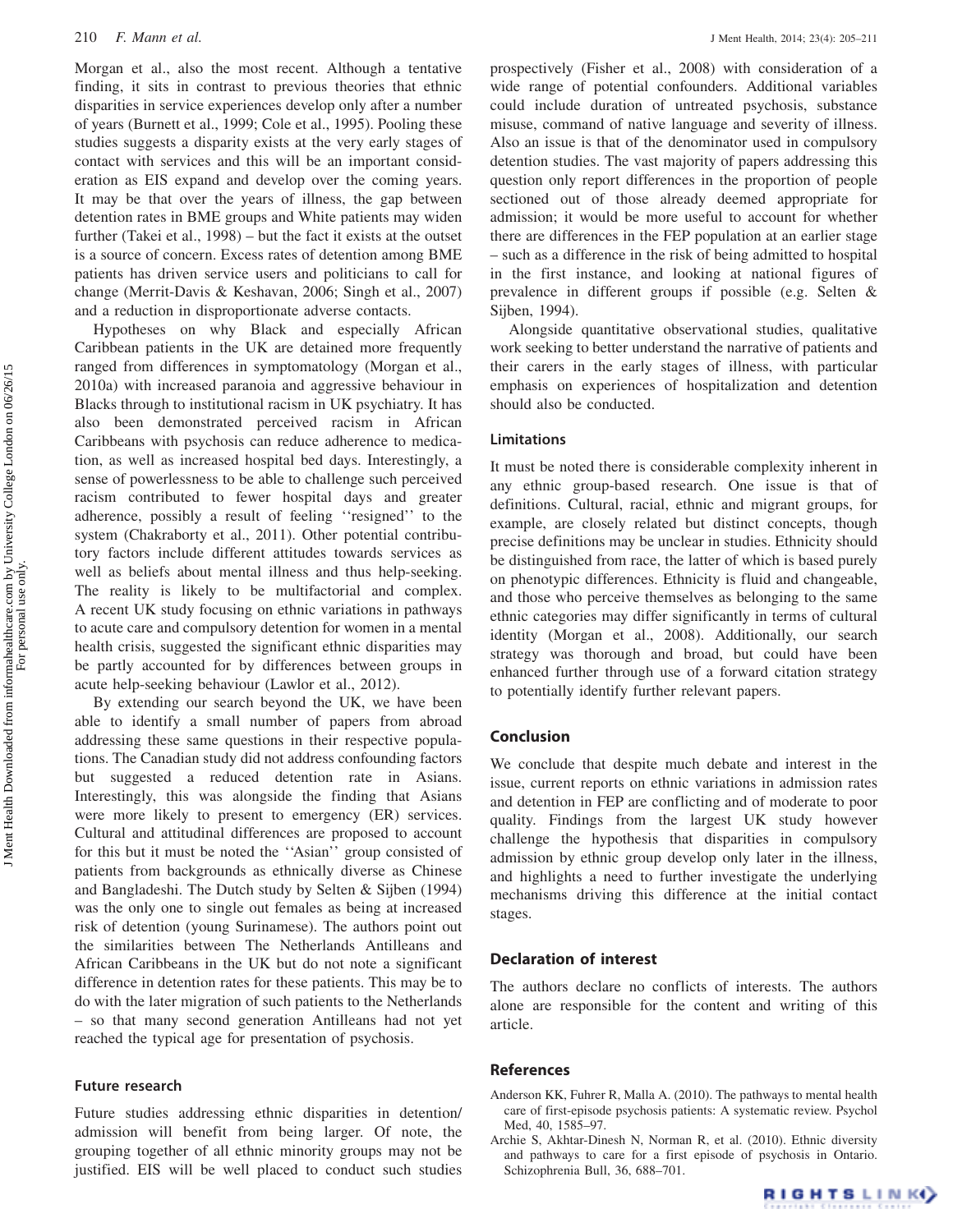Morgan et al., also the most recent. Although a tentative finding, it sits in contrast to previous theories that ethnic disparities in service experiences develop only after a number of years (Burnett et al., 1999; Cole et al., 1995). Pooling these studies suggests a disparity exists at the very early stages of contact with services and this will be an important consideration as EIS expand and develop over the coming years. It may be that over the years of illness, the gap between detention rates in BME groups and White patients may widen further (Takei et al., 1998) – but the fact it exists at the outset is a source of concern. Excess rates of detention among BME patients has driven service users and politicians to call for change (Merrit-Davis & Keshavan, 2006; Singh et al., 2007) and a reduction in disproportionate adverse contacts.

Hypotheses on why Black and especially African Caribbean patients in the UK are detained more frequently ranged from differences in symptomatology (Morgan et al., 2010a) with increased paranoia and aggressive behaviour in Blacks through to institutional racism in UK psychiatry. It has also been demonstrated perceived racism in African Caribbeans with psychosis can reduce adherence to medication, as well as increased hospital bed days. Interestingly, a sense of powerlessness to be able to challenge such perceived racism contributed to fewer hospital days and greater adherence, possibly a result of feeling ''resigned'' to the system (Chakraborty et al., 2011). Other potential contributory factors include different attitudes towards services as well as beliefs about mental illness and thus help-seeking. The reality is likely to be multifactorial and complex. A recent UK study focusing on ethnic variations in pathways to acute care and compulsory detention for women in a mental health crisis, suggested the significant ethnic disparities may be partly accounted for by differences between groups in acute help-seeking behaviour (Lawlor et al., 2012).

By extending our search beyond the UK, we have been able to identify a small number of papers from abroad addressing these same questions in their respective populations. The Canadian study did not address confounding factors but suggested a reduced detention rate in Asians. Interestingly, this was alongside the finding that Asians were more likely to present to emergency (ER) services. Cultural and attitudinal differences are proposed to account for this but it must be noted the ''Asian'' group consisted of patients from backgrounds as ethnically diverse as Chinese and Bangladeshi. The Dutch study by Selten & Sijben (1994) was the only one to single out females as being at increased risk of detention (young Surinamese). The authors point out the similarities between The Netherlands Antilleans and African Caribbeans in the UK but do not note a significant difference in detention rates for these patients. This may be to do with the later migration of such patients to the Netherlands – so that many second generation Antilleans had not yet reached the typical age for presentation of psychosis.

## Future research

Future studies addressing ethnic disparities in detention/admission will benefit from being larger. Of note, the grouping together of all ethnic minority groups may not be justified. EIS will be well placed to conduct such studies prospectively (Fisher et al., 2008) with consideration of a wide range of potential confounders. Additional variables could include duration of untreated psychosis, substance misuse, command of native language and severity of illness. Also an issue is that of the denominator used in compulsory detention studies. The vast majority of papers addressing this question only report differences in the proportion of people sectioned out of those already deemed appropriate for admission; it would be more useful to account for whether there are differences in the FEP population at an earlier stage – such as a difference in the risk of being admitted to hospital in the first instance, and looking at national figures of prevalence in different groups if possible (e.g. Selten & Sijben, 1994).

Alongside quantitative observational studies, qualitative work seeking to better understand the narrative of patients and their carers in the early stages of illness, with particular emphasis on experiences of hospitalization and detention should also be conducted.

## Limitations

It must be noted there is considerable complexity inherent in any ethnic group-based research. One issue is that of definitions. Cultural, racial, ethnic and migrant groups, for example, are closely related but distinct concepts, though precise definitions may be unclear in studies. Ethnicity should be distinguished from race, the latter of which is based purely on phenotypic differences. Ethnicity is fluid and changeable, and those who perceive themselves as belonging to the same ethnic categories may differ significantly in terms of cultural identity (Morgan et al., 2008). Additionally, our search strategy was thorough and broad, but could have been enhanced further through use of a forward citation strategy to potentially identify further relevant papers.

## Conclusion

We conclude that despite much debate and interest in the issue, current reports on ethnic variations in admission rates and detention in FEP are conflicting and of moderate to poor quality. Findings from the largest UK study however challenge the hypothesis that disparities in compulsory admission by ethnic group develop only later in the illness, and highlights a need to further investigate the underlying mechanisms driving this difference at the initial contact stages.

## Declaration of interest

The authors declare no conflicts of interests. The authors alone are responsible for the content and writing of this article.

## References

Anderson KK, Fuhrer R, Malla A. (2010). The pathways to mental health care of first-episode psychosis patients: A systematic review. Psychol Med, 40, 1585–97.

Archie S, Akhtar-Dinesh N, Norman R, et al. (2010). Ethnic diversity and pathways to care for a first episode of psychosis in Ontario. Schizophrenia Bull, 36, 688–701.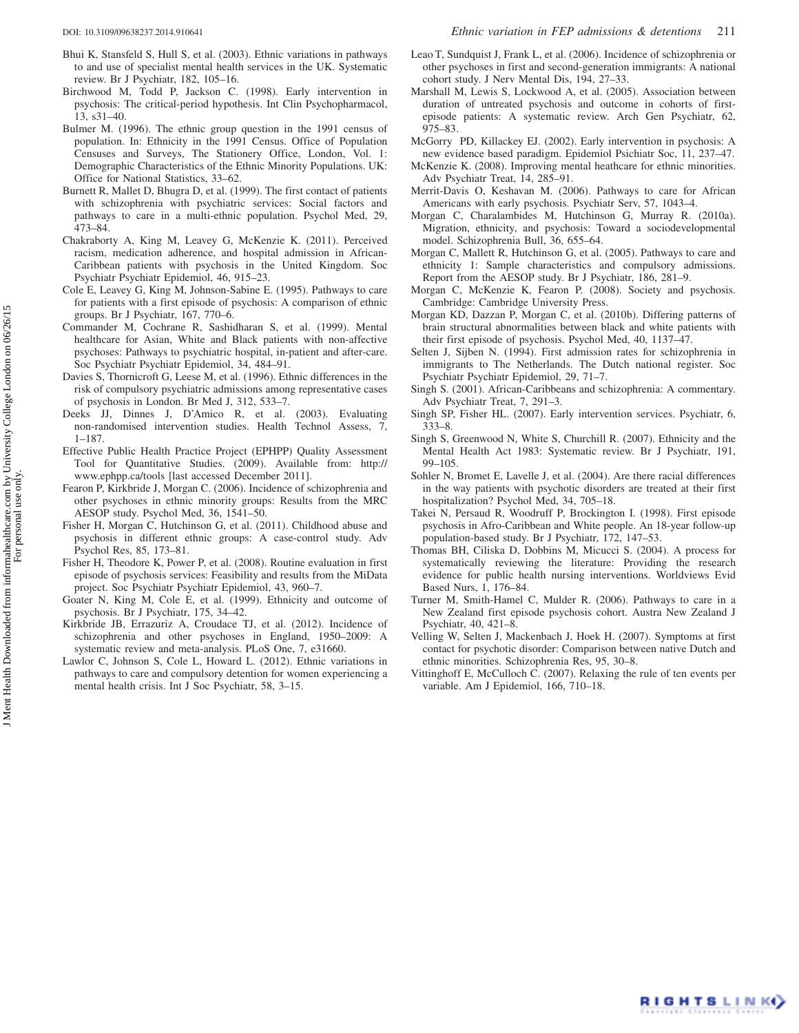Bhui K, Stansfeld S, Hull S, et al. (2003). Ethnic variations in pathways to and use of specialist mental health services in the UK. Systematic review. Br J Psychiatr, 182, 105–16.

Birchwood M, Todd P, Jackson C. (1998). Early intervention in psychosis: The critical-period hypothesis. Int Clin Psychopharmacol, 13, s31–40.

Bulmer M. (1996). The ethnic group question in the 1991 census of population. In: Ethnicity in the 1991 Census. Office of Population Censuses and Surveys, The Stationery Office, London, Vol. 1: Demographic Characteristics of the Ethnic Minority Populations. UK: Office for National Statistics, 33–62.

Burnett R, Mallet D, Bhugra D, et al. (1999). The first contact of patients with schizophrenia with psychiatric services: Social factors and pathways to care in a multi-ethnic population. Psychol Med, 29, 473–84.

Chakraborty A, King M, Leavey G, McKenzie K. (2011). Perceived racism, medication adherence, and hospital admission in African-Caribbean patients with psychosis in the United Kingdom. Soc Psychiatr Psychiatr Epidemiol, 46, 915–23.

Cole E, Leavey G, King M, Johnson-Sabine E. (1995). Pathways to care for patients with a first episode of psychosis: A comparison of ethnic groups. Br J Psychiatr, 167, 770–6.

Commander M, Cochrane R, Sashidharan S, et al. (1999). Mental healthcare for Asian, White and Black patients with non-affective psychoses: Pathways to psychiatric hospital, in-patient and after-care. Soc Psychiatr Psychiatr Epidemiol, 34, 484–91.

Davies S, Thornicroft G, Leese M, et al. (1996). Ethnic differences in the risk of compulsory psychiatric admissions among representative cases of psychosis in London. Br Med J, 312, 533–7.

Deeks JJ, Dinnes J, D'Amico R, et al. (2003). Evaluating non-randomised intervention studies. Health Technol Assess, 7, 1–187.

Effective Public Health Practice Project (EPHPP) Quality Assessment Tool for Quantitative Studies. (2009). Available from: http://www.ephpp.ca/tools [last accessed December 2011].

Fearon P, Kirkbride J, Morgan C. (2006). Incidence of schizophrenia and other psychoses in ethnic minority groups: Results from the MRC AESOP study. Psychol Med, 36, 1541–50.

Fisher H, Morgan C, Hutchinson G, et al. (2011). Childhood abuse and psychosis in different ethnic groups: A case-control study. Adv Psychol Res, 85, 173–81.

Fisher H, Theodore K, Power P, et al. (2008). Routine evaluation in first episode of psychosis services: Feasibility and results from the MiData project. Soc Psychiatr Psychiatr Epidemiol, 43, 960–7.

Goater N, King M, Cole E, et al. (1999). Ethnicity and outcome of psychosis. Br J Psychiatr, 175, 34–42.

Kirkbride JB, Errazuriz A, Croudace TJ, et al. (2012). Incidence of schizophrenia and other psychoses in England, 1950–2009: A systematic review and meta-analysis. PLoS One, 7, e31660.

Lawlor C, Johnson S, Cole L, Howard L. (2012). Ethnic variations in pathways to care and compulsory detention for women experiencing a mental health crisis. Int J Soc Psychiatr, 58, 3–15.

Leao T, Sundquist J, Frank L, et al. (2006). Incidence of schizophrenia or other psychoses in first and second-generation immigrants: A national cohort study. J Nerv Mental Dis, 194, 27–33.

Marshall M, Lewis S, Lockwood A, et al. (2005). Association between duration of untreated psychosis and outcome in cohorts of first-episode patients: A systematic review. Arch Gen Psychiatr, 62, 975–83.

McGorry PD, Killackey EJ. (2002). Early intervention in psychosis: A new evidence based paradigm. Epidemiol Psichiatr Soc, 11, 237–47.

McKenzie K. (2008). Improving mental heathcare for ethnic minorities. Adv Psychiatr Treat, 14, 285–91.

Merrit-Davis O, Keshavan M. (2006). Pathways to care for African Americans with early psychosis. Psychiatr Serv, 57, 1043–4.

Morgan C, Charalambides M, Hutchinson G, Murray R. (2010a). Migration, ethnicity, and psychosis: Toward a sociodevelopmental model. Schizophrenia Bull, 36, 655–64.

Morgan C, Mallett R, Hutchinson G, et al. (2005). Pathways to care and ethnicity 1: Sample characteristics and compulsory admissions. Report from the AESOP study. Br J Psychiatr, 186, 281–9.

Morgan C, McKenzie K, Fearon P. (2008). Society and psychosis. Cambridge: Cambridge University Press.

Morgan KD, Dazzan P, Morgan C, et al. (2010b). Differing patterns of brain structural abnormalities between black and white patients with their first episode of psychosis. Psychol Med, 40, 1137–47.

Selten J, Sijben N. (1994). First admission rates for schizophrenia in immigrants to The Netherlands. The Dutch national register. Soc Psychiatr Psychiatr Epidemiol, 29, 71–7.

Singh S. (2001). African-Caribbeans and schizophrenia: A commentary. Adv Psychiatr Treat, 7, 291–3.

Singh SP, Fisher HL. (2007). Early intervention services. Psychiatr, 6, 333–8.

Singh S, Greenwood N, White S, Churchill R. (2007). Ethnicity and the Mental Health Act 1983: Systematic review. Br J Psychiatr, 191, 99–105.

Sohler N, Bromet E, Lavelle J, et al. (2004). Are there racial differences in the way patients with psychotic disorders are treated at their first hospitalization? Psychol Med, 34, 705–18.

Takei N, Persaud R, Woodruff P, Brockington I. (1998). First episode psychosis in Afro-Caribbean and White people. An 18-year follow-up population-based study. Br J Psychiatr, 172, 147–53.

Thomas BH, Ciliska D, Dobbins M, Micucci S. (2004). A process for systematically reviewing the literature: Providing the research evidence for public health nursing interventions. Worldviews Evid Based Nurs, 1, 176–84.

Turner M, Smith-Hamel C, Mulder R. (2006). Pathways to care in a New Zealand first episode psychosis cohort. Austra New Zealand J Psychiatr, 40, 421–8.

Velling W, Selten J, Mackenbach J, Hoek H. (2007). Symptoms at first contact for psychotic disorder: Comparison between native Dutch and ethnic minorities. Schizophrenia Res, 95, 30–8.

Vittinghoff E, McCulloch C. (2007). Relaxing the rule of ten events per variable. Am J Epidemiol, 166, 710–18.